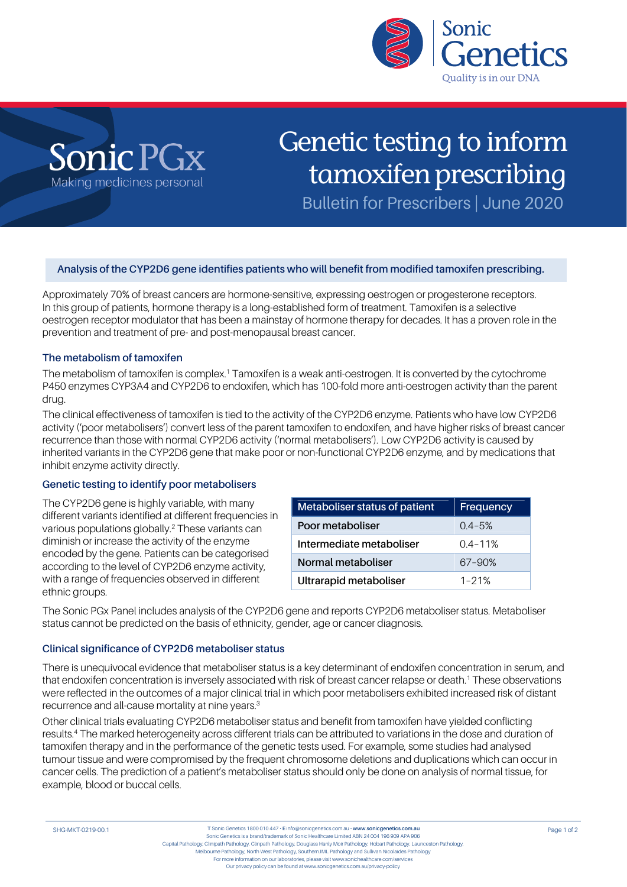Sonic Genetics
Quality is in our DNA

Sonic PGx
Making medicines personal

# Genetic testing to inform tamoxifen prescribing

Bulletin for Prescribers | June 2020

**Analysis of the CYP2D6 gene identifies patients who will benefit from modified tamoxifen prescribing.**

Approximately 70% of breast cancers are hormone-sensitive, expressing oestrogen or progesterone receptors. In this group of patients, hormone therapy is a long-established form of treatment. Tamoxifen is a selective oestrogen receptor modulator that has been a mainstay of hormone therapy for decades. It has a proven role in the prevention and treatment of pre- and post-menopausal breast cancer.

## The metabolism of tamoxifen

The metabolism of tamoxifen is complex.[1] Tamoxifen is a weak anti-oestrogen. It is converted by the cytochrome P450 enzymes CYP3A4 and CYP2D6 to endoxifen, which has 100-fold more anti-oestrogen activity than the parent drug.

The clinical effectiveness of tamoxifen is tied to the activity of the CYP2D6 enzyme. Patients who have low CYP2D6 activity ('poor metabolisers') convert less of the parent tamoxifen to endoxifen, and have higher risks of breast cancer recurrence than those with normal CYP2D6 activity ('normal metabolisers'). Low CYP2D6 activity is caused by inherited variants in the CYP2D6 gene that make poor or non-functional CYP2D6 enzyme, and by medications that inhibit enzyme activity directly.

## Genetic testing to identify poor metabolisers

The CYP2D6 gene is highly variable, with many different variants identified at different frequencies in various populations globally.[2] These variants can diminish or increase the activity of the enzyme encoded by the gene. Patients can be categorised according to the level of CYP2D6 enzyme activity, with a range of frequencies observed in different ethnic groups.

| Metaboliser status of patient | Frequency |
|---|---|
| Poor metaboliser | 0.4–5% |
| Intermediate metaboliser | 0.4–11% |
| Normal metaboliser | 67–90% |
| Ultrarapid metaboliser | 1–21% |

The Sonic PGx Panel includes analysis of the CYP2D6 gene and reports CYP2D6 metaboliser status. Metaboliser status cannot be predicted on the basis of ethnicity, gender, age or cancer diagnosis.

## Clinical significance of CYP2D6 metaboliser status

There is unequivocal evidence that metaboliser status is a key determinant of endoxifen concentration in serum, and that endoxifen concentration is inversely associated with risk of breast cancer relapse or death.[1] These observations were reflected in the outcomes of a major clinical trial in which poor metabolisers exhibited increased risk of distant recurrence and all-cause mortality at nine years.[3]

Other clinical trials evaluating CYP2D6 metaboliser status and benefit from tamoxifen have yielded conflicting results.[4] The marked heterogeneity across different trials can be attributed to variations in the dose and duration of tamoxifen therapy and in the performance of the genetic tests used. For example, some studies had analysed tumour tissue and were compromised by the frequent chromosome deletions and duplications which can occur in cancer cells. The prediction of a patient's metaboliser status should only be done on analysis of normal tissue, for example, blood or buccal cells.

SHG-MKT-0219-00.1

**T** Sonic Genetics 1800 010 447 • **E** info@sonicgenetics.com.au • **www.sonicgenetics.com.au**
Sonic Genetics is a brand/trademark of Sonic Healthcare Limited ABN 24 004 196 909 APA 906
Capital Pathology, Clinipath Pathology, Clinpath Pathology, Douglass Hanly Moir Pathology, Hobart Pathology, Launceston Pathology, Melbourne Pathology, North West Pathology, Southern.IML Pathology and Sullivan Nicolaides Pathology
For more information on our laboratories, please visit www.sonichealthcare.com/services
Our privacy policy can be found at www.sonicgenetics.com.au/privacy-policy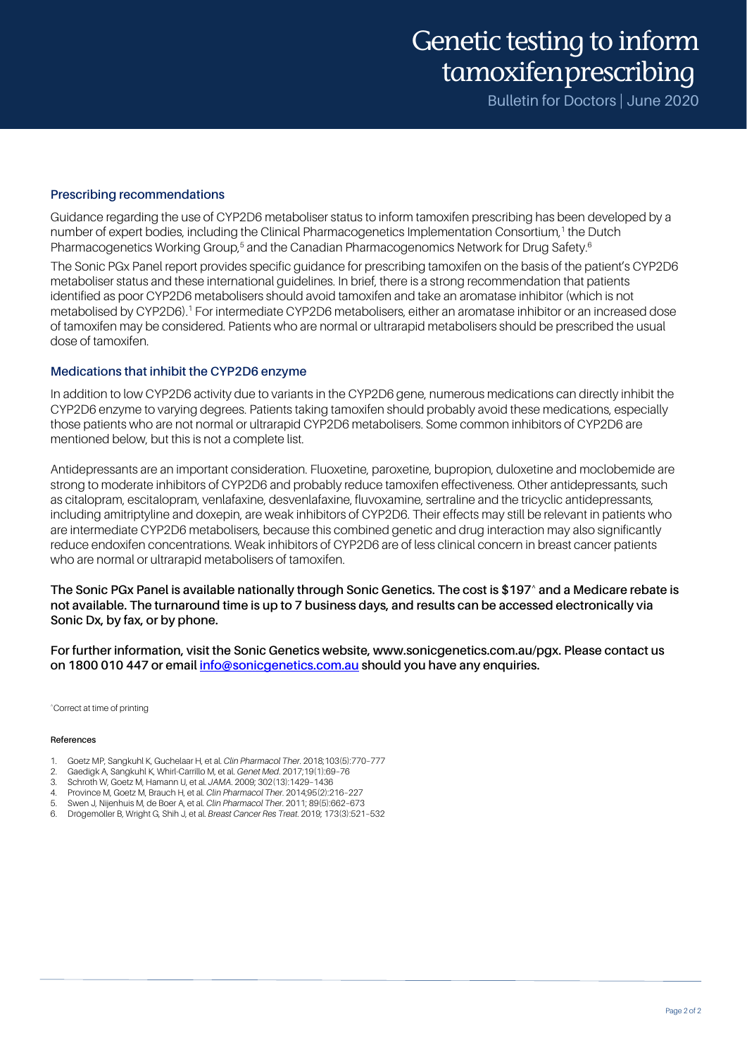# Genetic testing to inform tamoxifen prescribing

Bulletin for Doctors | June 2020

### Prescribing recommendations

Guidance regarding the use of CYP2D6 metaboliser status to inform tamoxifen prescribing has been developed by a number of expert bodies, including the Clinical Pharmacogenetics Implementation Consortium,[1] the Dutch Pharmacogenetics Working Group,[5] and the Canadian Pharmacogenomics Network for Drug Safety.[6]

The Sonic PGx Panel report provides specific guidance for prescribing tamoxifen on the basis of the patient's CYP2D6 metaboliser status and these international guidelines. In brief, there is a strong recommendation that patients identified as poor CYP2D6 metabolisers should avoid tamoxifen and take an aromatase inhibitor (which is not metabolised by CYP2D6).[1] For intermediate CYP2D6 metabolisers, either an aromatase inhibitor or an increased dose of tamoxifen may be considered. Patients who are normal or ultrarapid metabolisers should be prescribed the usual dose of tamoxifen.

### Medications that inhibit the CYP2D6 enzyme

In addition to low CYP2D6 activity due to variants in the CYP2D6 gene, numerous medications can directly inhibit the CYP2D6 enzyme to varying degrees. Patients taking tamoxifen should probably avoid these medications, especially those patients who are not normal or ultrarapid CYP2D6 metabolisers. Some common inhibitors of CYP2D6 are mentioned below, but this is not a complete list.

Antidepressants are an important consideration. Fluoxetine, paroxetine, bupropion, duloxetine and moclobemide are strong to moderate inhibitors of CYP2D6 and probably reduce tamoxifen effectiveness. Other antidepressants, such as citalopram, escitalopram, venlafaxine, desvenlafaxine, fluvoxamine, sertraline and the tricyclic antidepressants, including amitriptyline and doxepin, are weak inhibitors of CYP2D6. Their effects may still be relevant in patients who are intermediate CYP2D6 metabolisers, because this combined genetic and drug interaction may also significantly reduce endoxifen concentrations. Weak inhibitors of CYP2D6 are of less clinical concern in breast cancer patients who are normal or ultrarapid metabolisers of tamoxifen.

**The Sonic PGx Panel is available nationally through Sonic Genetics. The cost is $197^ and a Medicare rebate is not available. The turnaround time is up to 7 business days, and results can be accessed electronically via Sonic Dx, by fax, or by phone.**

**For further information, visit the Sonic Genetics website, www.sonicgenetics.com.au/pgx. Please contact us on 1800 010 447 or email info@sonicgenetics.com.au should you have any enquiries.**

^Correct at time of printing

#### References

1. Goetz MP, Sangkuhl K, Guchelaar H, et al. *Clin Pharmacol Ther*. 2018;103(5):770–777
2. Gaedigk A, Sangkuhl K, Whirl-Carrillo M, et al. *Genet Med*. 2017;19(1):69–76
3. Schroth W, Goetz M, Hamann U, et al. *JAMA*. 2009; 302(13):1429–1436
4. Province M, Goetz M, Brauch H, et al. *Clin Pharmacol Ther*. 2014;95(2):216–227
5. Swen J, Nijenhuis M, de Boer A, et al. *Clin Pharmacol Ther*. 2011; 89(5):662–673
6. Drogemoller B, Wright G, Shih J, et al. *Breast Cancer Res Treat*. 2019; 173(3):521–532